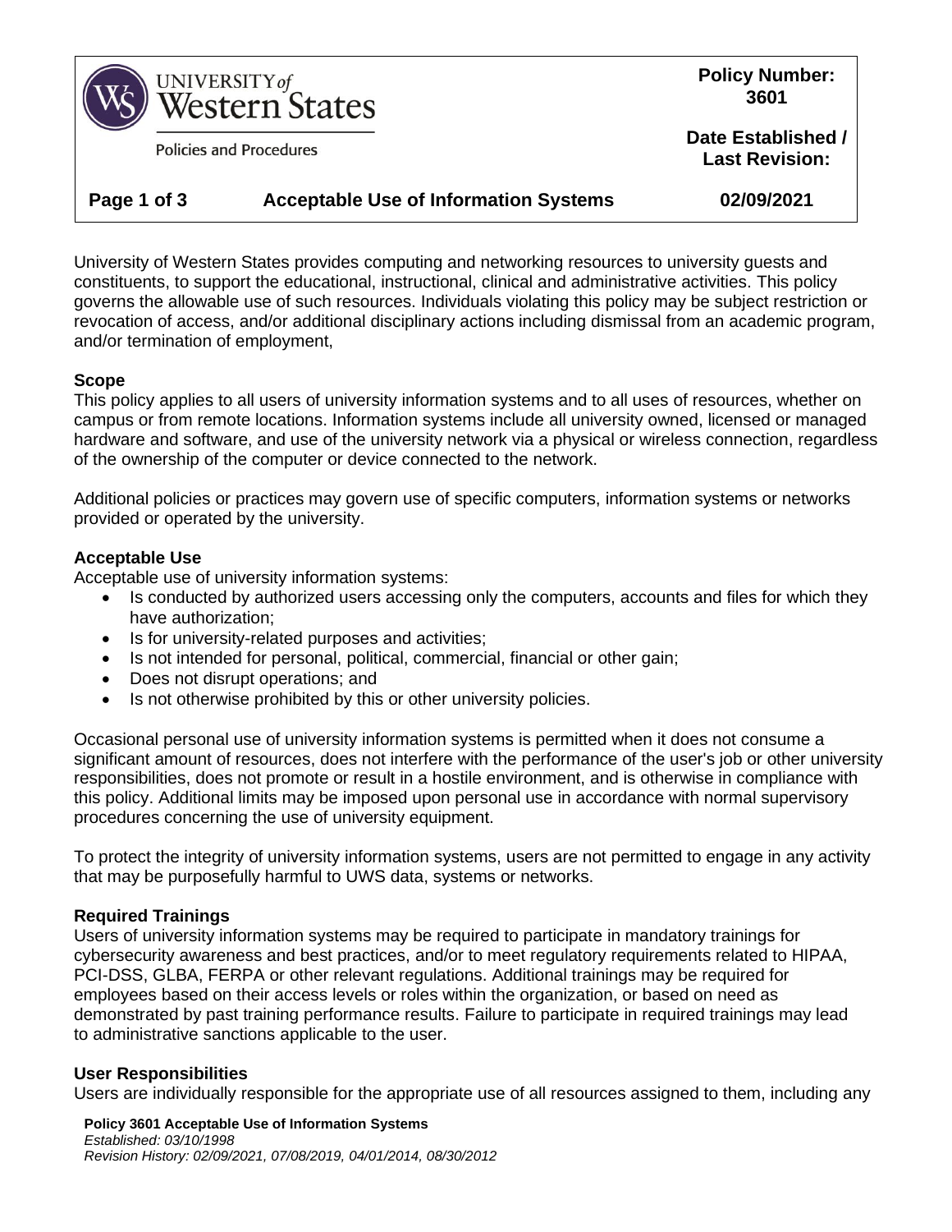**Policy Number: 3601**

**Date Established / Last Revision: 02/09/2021**

# Acceptable Use of Information Systems

University of Western States provides computing and networking resources to university guests and constituents, to support the educational, instructional, clinical and administrative activities. This policy governs the allowable use of such resources. Individuals violating this policy may be subject restriction or revocation of access, and/or additional disciplinary actions including dismissal from an academic program, and/or termination of employment,

**Scope**

This policy applies to all users of university information systems and to all uses of resources, whether on campus or from remote locations. Information systems include all university owned, licensed or managed hardware and software, and use of the university network via a physical or wireless connection, regardless of the ownership of the computer or device connected to the network.

Additional policies or practices may govern use of specific computers, information systems or networks provided or operated by the university.

**Acceptable Use**

Acceptable use of university information systems:

- Is conducted by authorized users accessing only the computers, accounts and files for which they have authorization;
- Is for university-related purposes and activities;
- Is not intended for personal, political, commercial, financial or other gain;
- Does not disrupt operations; and
- Is not otherwise prohibited by this or other university policies.

Occasional personal use of university information systems is permitted when it does not consume a significant amount of resources, does not interfere with the performance of the user's job or other university responsibilities, does not promote or result in a hostile environment, and is otherwise in compliance with this policy. Additional limits may be imposed upon personal use in accordance with normal supervisory procedures concerning the use of university equipment.

To protect the integrity of university information systems, users are not permitted to engage in any activity that may be purposefully harmful to UWS data, systems or networks.

**Required Trainings**

Users of university information systems may be required to participate in mandatory trainings for cybersecurity awareness and best practices, and/or to meet regulatory requirements related to HIPAA, PCI-DSS, GLBA, FERPA or other relevant regulations. Additional trainings may be required for employees based on their access levels or roles within the organization, or based on need as demonstrated by past training performance results. Failure to participate in required trainings may lead to administrative sanctions applicable to the user.

**User Responsibilities**

Users are individually responsible for the appropriate use of all resources assigned to them, including any

**Policy 3601 Acceptable Use of Information Systems**
*Established: 03/10/1998*
*Revision History: 02/09/2021, 07/08/2019, 04/01/2014, 08/30/2012*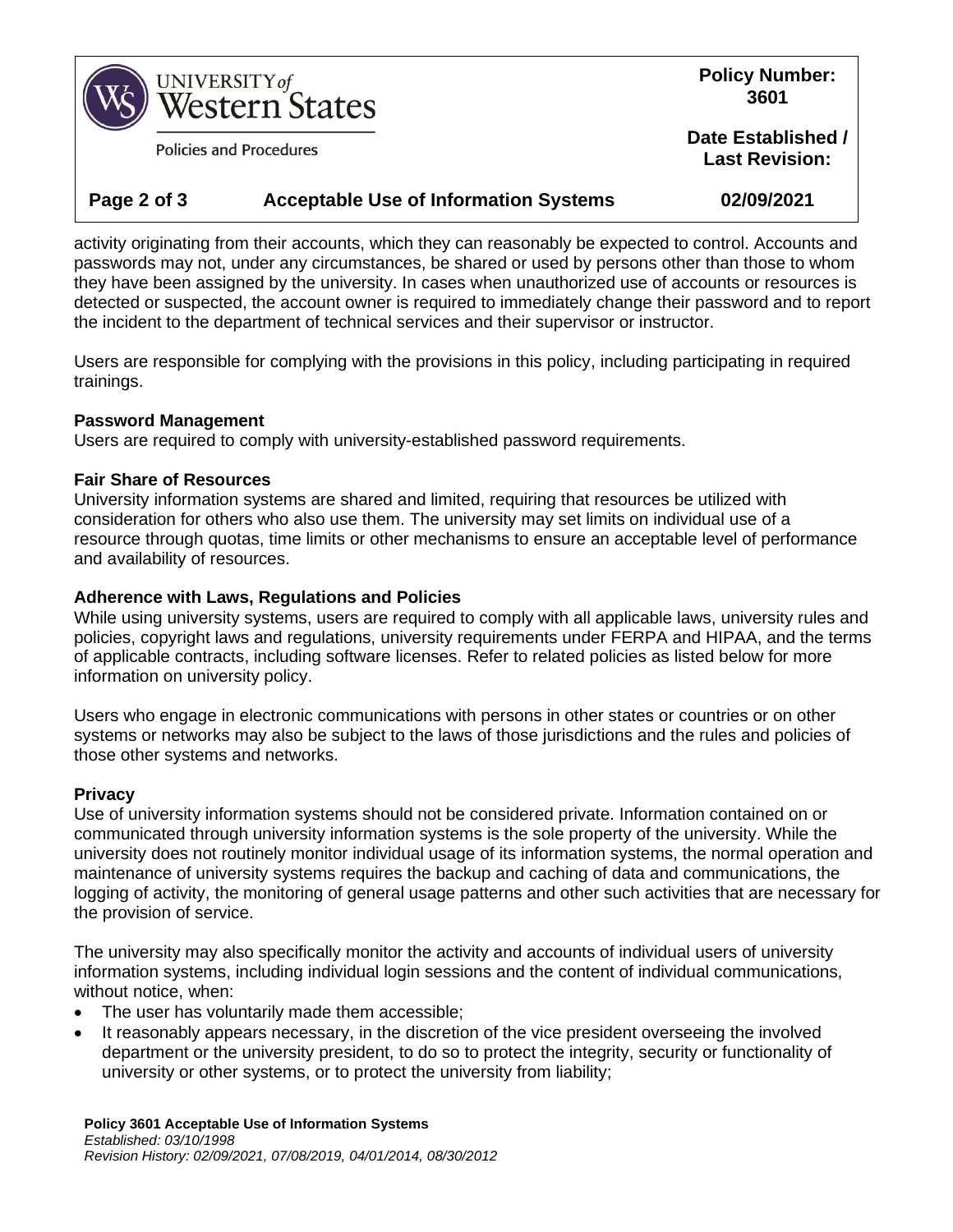activity originating from their accounts, which they can reasonably be expected to control. Accounts and passwords may not, under any circumstances, be shared or used by persons other than those to whom they have been assigned by the university. In cases when unauthorized use of accounts or resources is detected or suspected, the account owner is required to immediately change their password and to report the incident to the department of technical services and their supervisor or instructor.

Users are responsible for complying with the provisions in this policy, including participating in required trainings.

**Password Management**

Users are required to comply with university-established password requirements.

**Fair Share of Resources**

University information systems are shared and limited, requiring that resources be utilized with consideration for others who also use them. The university may set limits on individual use of a resource through quotas, time limits or other mechanisms to ensure an acceptable level of performance and availability of resources.

**Adherence with Laws, Regulations and Policies**

While using university systems, users are required to comply with all applicable laws, university rules and policies, copyright laws and regulations, university requirements under FERPA and HIPAA, and the terms of applicable contracts, including software licenses. Refer to related policies as listed below for more information on university policy.

Users who engage in electronic communications with persons in other states or countries or on other systems or networks may also be subject to the laws of those jurisdictions and the rules and policies of those other systems and networks.

**Privacy**

Use of university information systems should not be considered private. Information contained on or communicated through university information systems is the sole property of the university. While the university does not routinely monitor individual usage of its information systems, the normal operation and maintenance of university systems requires the backup and caching of data and communications, the logging of activity, the monitoring of general usage patterns and other such activities that are necessary for the provision of service.

The university may also specifically monitor the activity and accounts of individual users of university information systems, including individual login sessions and the content of individual communications, without notice, when:

- The user has voluntarily made them accessible;
- It reasonably appears necessary, in the discretion of the vice president overseeing the involved department or the university president, to do so to protect the integrity, security or functionality of university or other systems, or to protect the university from liability;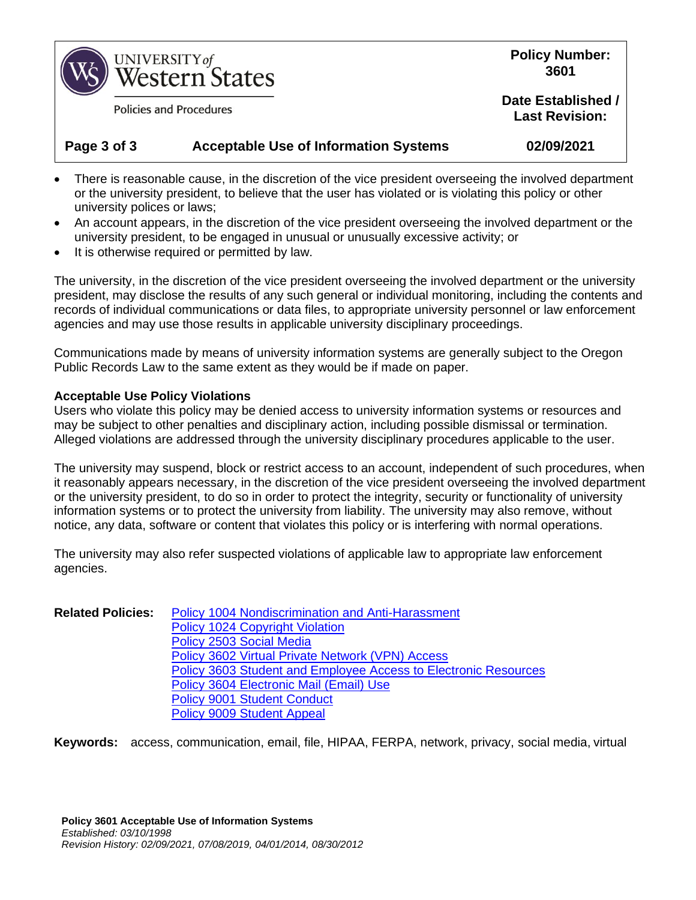- There is reasonable cause, in the discretion of the vice president overseeing the involved department or the university president, to believe that the user has violated or is violating this policy or other university polices or laws;
- An account appears, in the discretion of the vice president overseeing the involved department or the university president, to be engaged in unusual or unusually excessive activity; or
- It is otherwise required or permitted by law.

The university, in the discretion of the vice president overseeing the involved department or the university president, may disclose the results of any such general or individual monitoring, including the contents and records of individual communications or data files, to appropriate university personnel or law enforcement agencies and may use those results in applicable university disciplinary proceedings.

Communications made by means of university information systems are generally subject to the Oregon Public Records Law to the same extent as they would be if made on paper.

**Acceptable Use Policy Violations**

Users who violate this policy may be denied access to university information systems or resources and may be subject to other penalties and disciplinary action, including possible dismissal or termination. Alleged violations are addressed through the university disciplinary procedures applicable to the user.

The university may suspend, block or restrict access to an account, independent of such procedures, when it reasonably appears necessary, in the discretion of the vice president overseeing the involved department or the university president, to do so in order to protect the integrity, security or functionality of university information systems or to protect the university from liability. The university may also remove, without notice, any data, software or content that violates this policy or is interfering with normal operations.

The university may also refer suspected violations of applicable law to appropriate law enforcement agencies.

**Related Policies:**
Policy 1004 Nondiscrimination and Anti-Harassment
Policy 1024 Copyright Violation
Policy 2503 Social Media
Policy 3602 Virtual Private Network (VPN) Access
Policy 3603 Student and Employee Access to Electronic Resources
Policy 3604 Electronic Mail (Email) Use
Policy 9001 Student Conduct
Policy 9009 Student Appeal

**Keywords:** access, communication, email, file, HIPAA, FERPA, network, privacy, social media, virtual

**Policy 3601 Acceptable Use of Information Systems**
*Established: 03/10/1998*
*Revision History: 02/09/2021, 07/08/2019, 04/01/2014, 08/30/2012*